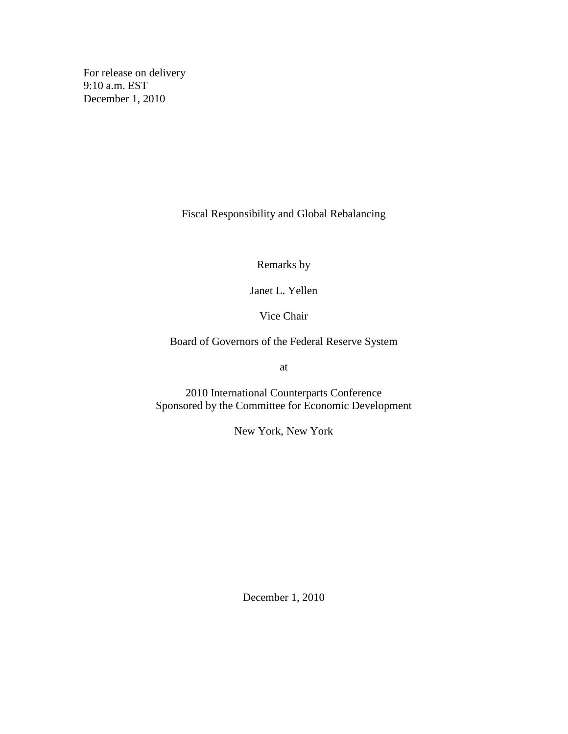For release on delivery
9:10 a.m. EST
December 1, 2010

# Fiscal Responsibility and Global Rebalancing

Remarks by

Janet L. Yellen

Vice Chair

Board of Governors of the Federal Reserve System

at

2010 International Counterparts Conference
Sponsored by the Committee for Economic Development

New York, New York

December 1, 2010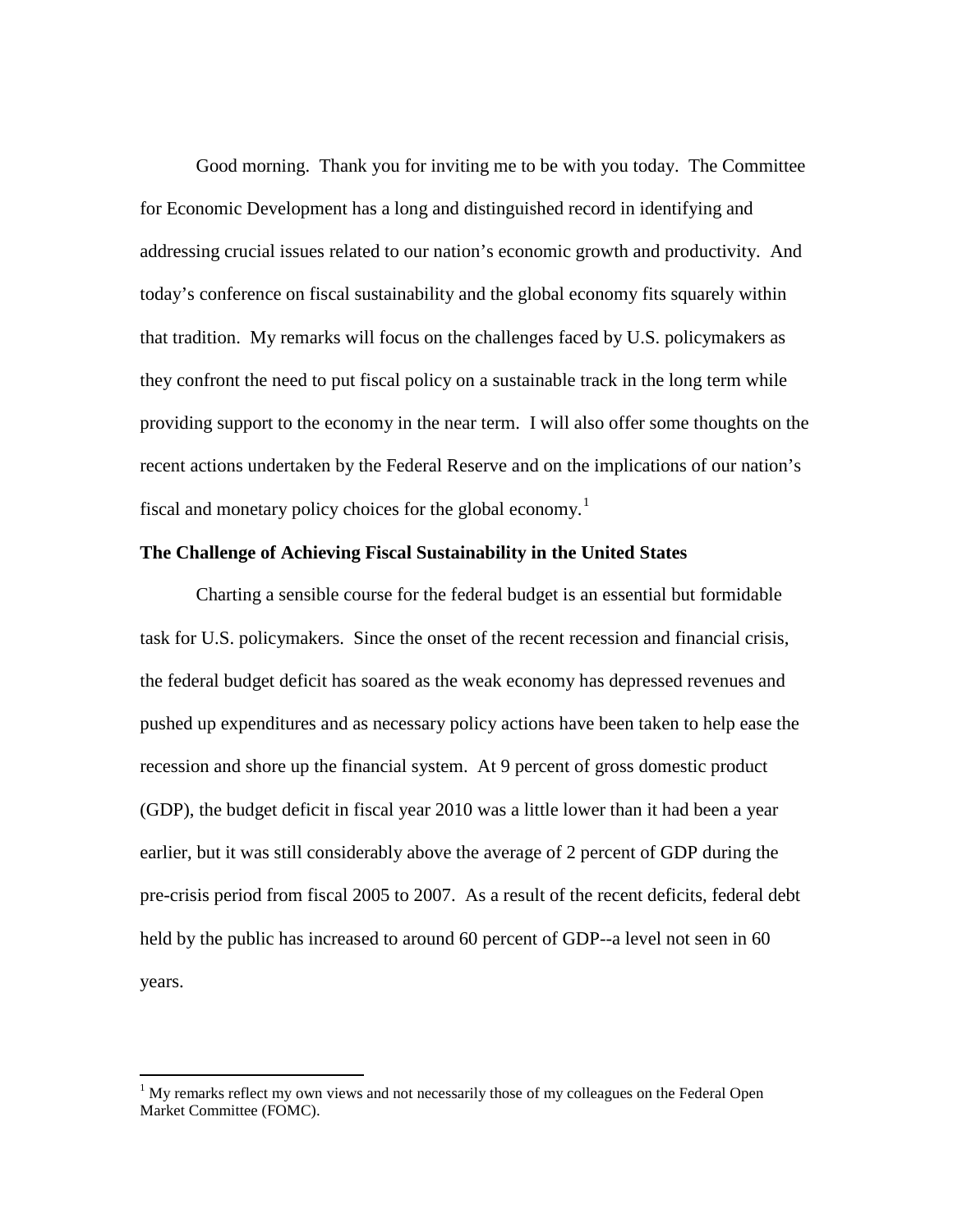Good morning. Thank you for inviting me to be with you today. The Committee for Economic Development has a long and distinguished record in identifying and addressing crucial issues related to our nation's economic growth and productivity. And today's conference on fiscal sustainability and the global economy fits squarely within that tradition. My remarks will focus on the challenges faced by U.S. policymakers as they confront the need to put fiscal policy on a sustainable track in the long term while providing support to the economy in the near term. I will also offer some thoughts on the recent actions undertaken by the Federal Reserve and on the implications of our nation's fiscal and monetary policy choices for the global economy.[1]

**The Challenge of Achieving Fiscal Sustainability in the United States**

Charting a sensible course for the federal budget is an essential but formidable task for U.S. policymakers. Since the onset of the recent recession and financial crisis, the federal budget deficit has soared as the weak economy has depressed revenues and pushed up expenditures and as necessary policy actions have been taken to help ease the recession and shore up the financial system. At 9 percent of gross domestic product (GDP), the budget deficit in fiscal year 2010 was a little lower than it had been a year earlier, but it was still considerably above the average of 2 percent of GDP during the pre-crisis period from fiscal 2005 to 2007. As a result of the recent deficits, federal debt held by the public has increased to around 60 percent of GDP--a level not seen in 60 years.

---

[1] My remarks reflect my own views and not necessarily those of my colleagues on the Federal Open Market Committee (FOMC).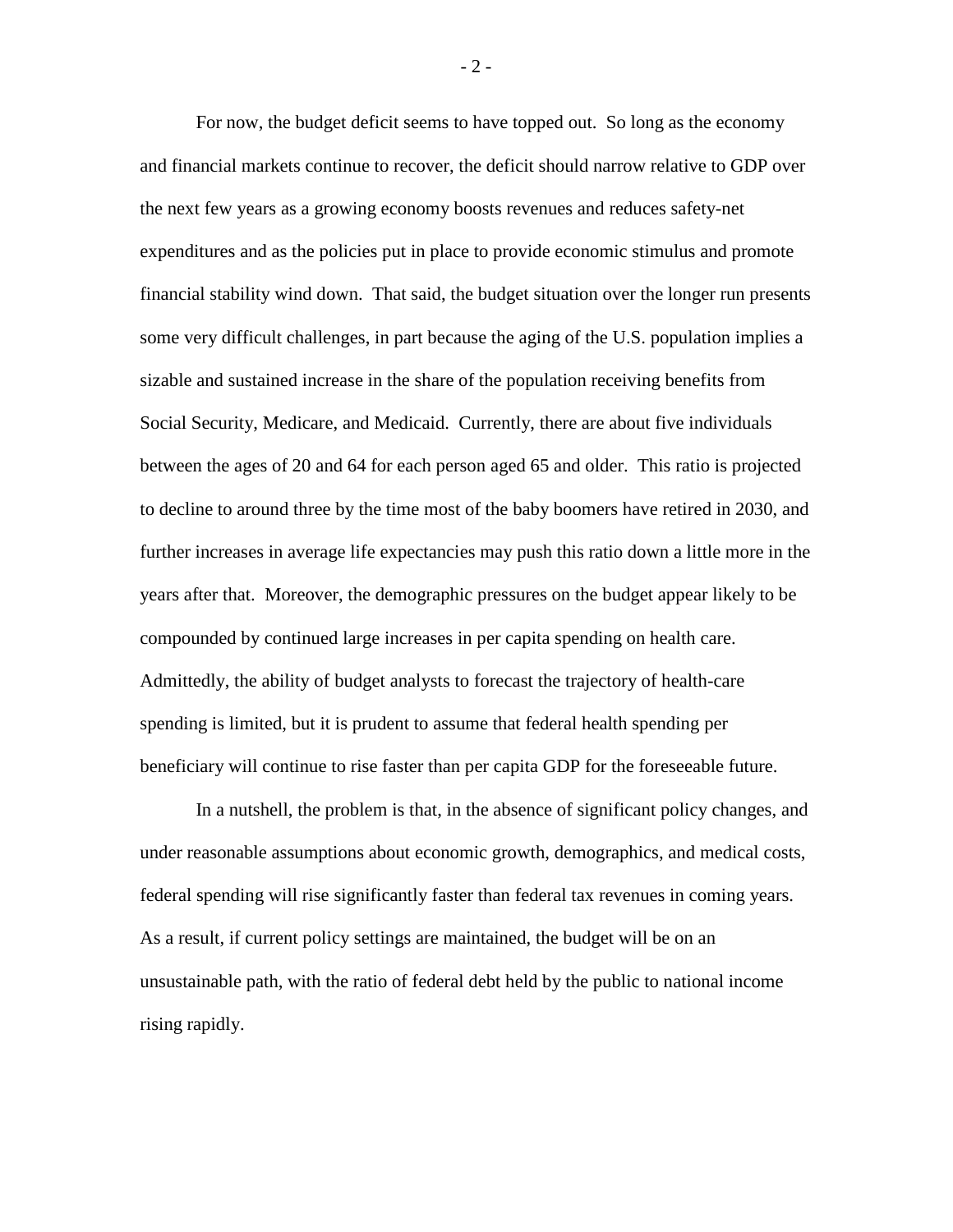For now, the budget deficit seems to have topped out. So long as the economy and financial markets continue to recover, the deficit should narrow relative to GDP over the next few years as a growing economy boosts revenues and reduces safety-net expenditures and as the policies put in place to provide economic stimulus and promote financial stability wind down. That said, the budget situation over the longer run presents some very difficult challenges, in part because the aging of the U.S. population implies a sizable and sustained increase in the share of the population receiving benefits from Social Security, Medicare, and Medicaid. Currently, there are about five individuals between the ages of 20 and 64 for each person aged 65 and older. This ratio is projected to decline to around three by the time most of the baby boomers have retired in 2030, and further increases in average life expectancies may push this ratio down a little more in the years after that. Moreover, the demographic pressures on the budget appear likely to be compounded by continued large increases in per capita spending on health care. Admittedly, the ability of budget analysts to forecast the trajectory of health-care spending is limited, but it is prudent to assume that federal health spending per beneficiary will continue to rise faster than per capita GDP for the foreseeable future.

In a nutshell, the problem is that, in the absence of significant policy changes, and under reasonable assumptions about economic growth, demographics, and medical costs, federal spending will rise significantly faster than federal tax revenues in coming years. As a result, if current policy settings are maintained, the budget will be on an unsustainable path, with the ratio of federal debt held by the public to national income rising rapidly.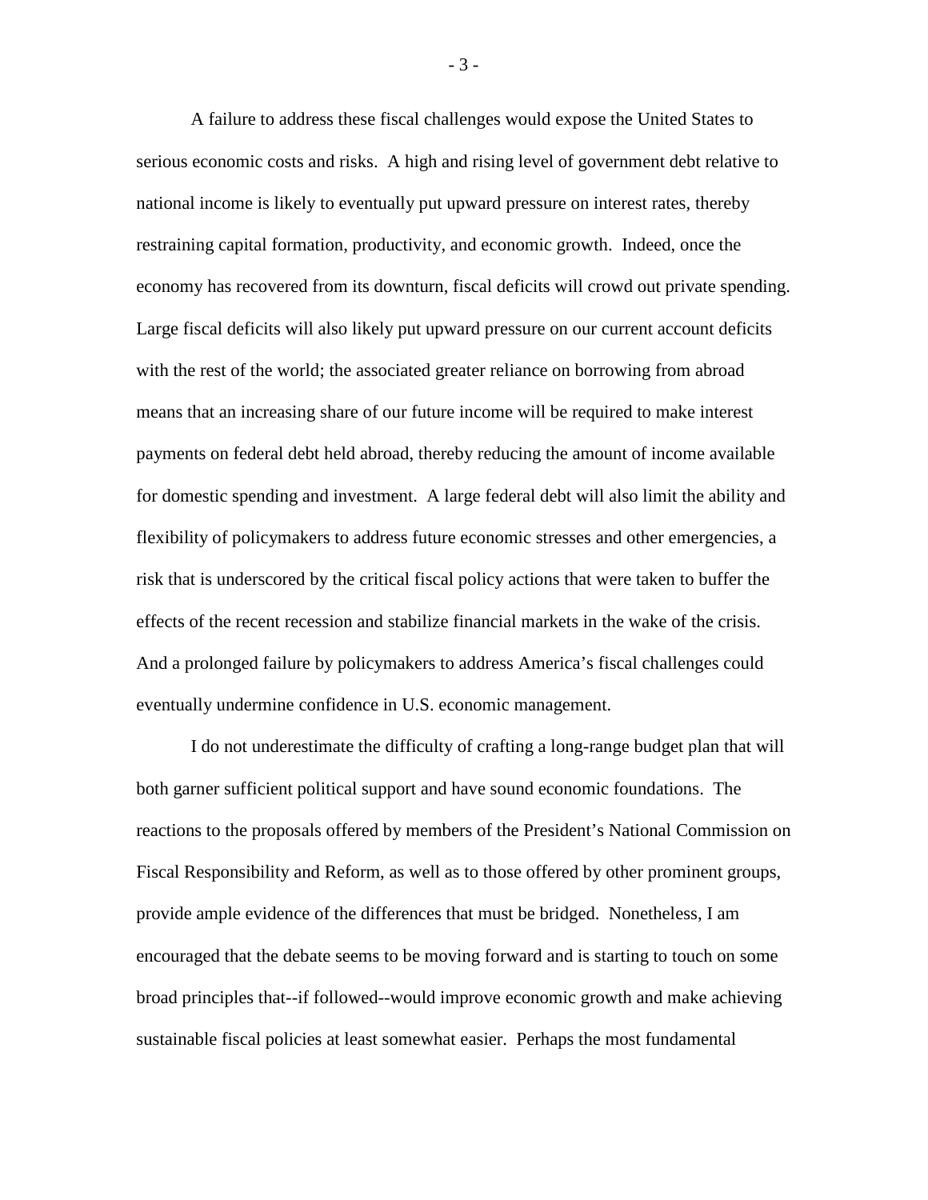A failure to address these fiscal challenges would expose the United States to serious economic costs and risks. A high and rising level of government debt relative to national income is likely to eventually put upward pressure on interest rates, thereby restraining capital formation, productivity, and economic growth. Indeed, once the economy has recovered from its downturn, fiscal deficits will crowd out private spending. Large fiscal deficits will also likely put upward pressure on our current account deficits with the rest of the world; the associated greater reliance on borrowing from abroad means that an increasing share of our future income will be required to make interest payments on federal debt held abroad, thereby reducing the amount of income available for domestic spending and investment. A large federal debt will also limit the ability and flexibility of policymakers to address future economic stresses and other emergencies, a risk that is underscored by the critical fiscal policy actions that were taken to buffer the effects of the recent recession and stabilize financial markets in the wake of the crisis. And a prolonged failure by policymakers to address America's fiscal challenges could eventually undermine confidence in U.S. economic management.

I do not underestimate the difficulty of crafting a long-range budget plan that will both garner sufficient political support and have sound economic foundations. The reactions to the proposals offered by members of the President's National Commission on Fiscal Responsibility and Reform, as well as to those offered by other prominent groups, provide ample evidence of the differences that must be bridged. Nonetheless, I am encouraged that the debate seems to be moving forward and is starting to touch on some broad principles that--if followed--would improve economic growth and make achieving sustainable fiscal policies at least somewhat easier. Perhaps the most fundamental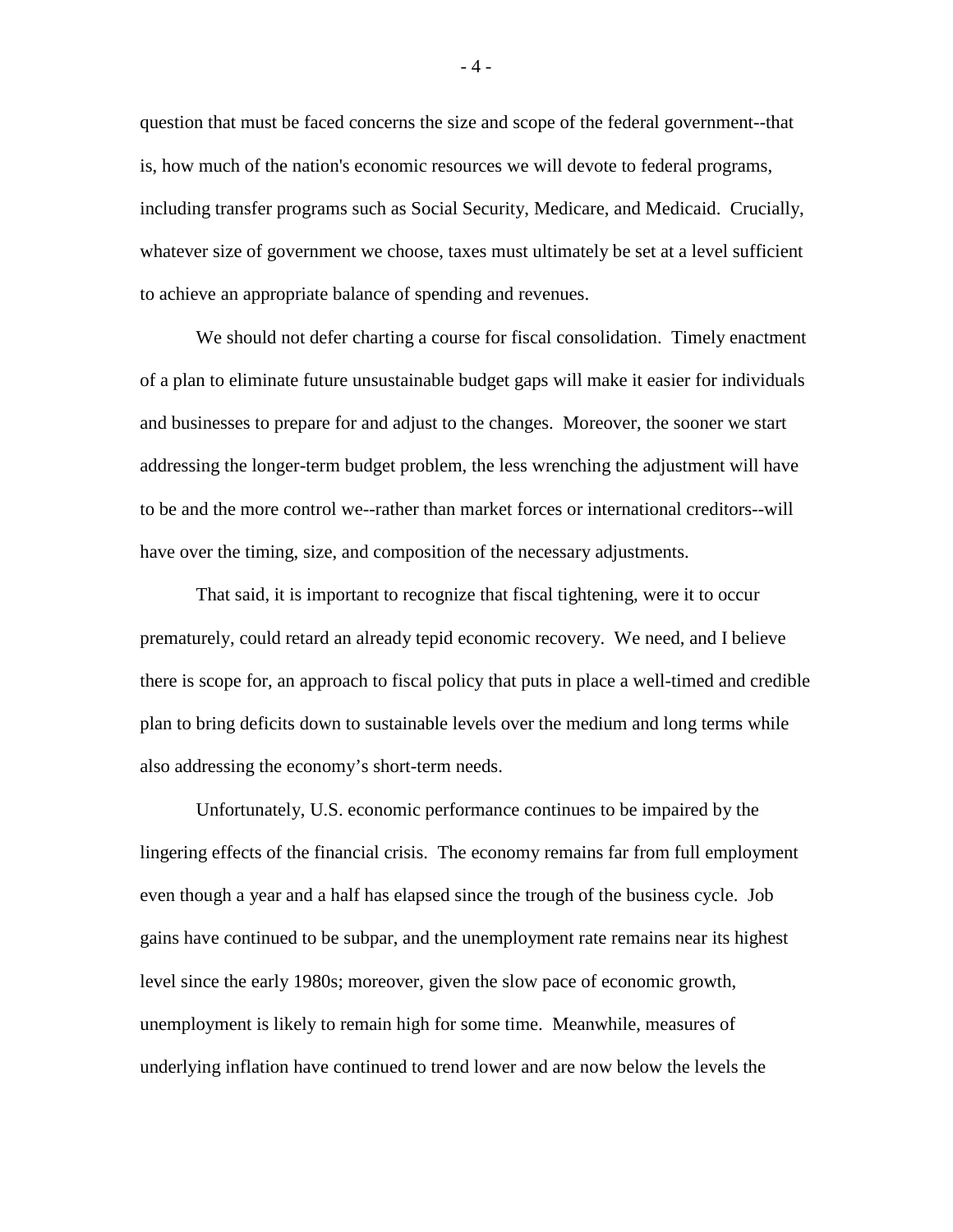question that must be faced concerns the size and scope of the federal government--that is, how much of the nation's economic resources we will devote to federal programs, including transfer programs such as Social Security, Medicare, and Medicaid. Crucially, whatever size of government we choose, taxes must ultimately be set at a level sufficient to achieve an appropriate balance of spending and revenues.

We should not defer charting a course for fiscal consolidation. Timely enactment of a plan to eliminate future unsustainable budget gaps will make it easier for individuals and businesses to prepare for and adjust to the changes. Moreover, the sooner we start addressing the longer-term budget problem, the less wrenching the adjustment will have to be and the more control we--rather than market forces or international creditors--will have over the timing, size, and composition of the necessary adjustments.

That said, it is important to recognize that fiscal tightening, were it to occur prematurely, could retard an already tepid economic recovery. We need, and I believe there is scope for, an approach to fiscal policy that puts in place a well-timed and credible plan to bring deficits down to sustainable levels over the medium and long terms while also addressing the economy's short-term needs.

Unfortunately, U.S. economic performance continues to be impaired by the lingering effects of the financial crisis. The economy remains far from full employment even though a year and a half has elapsed since the trough of the business cycle. Job gains have continued to be subpar, and the unemployment rate remains near its highest level since the early 1980s; moreover, given the slow pace of economic growth, unemployment is likely to remain high for some time. Meanwhile, measures of underlying inflation have continued to trend lower and are now below the levels the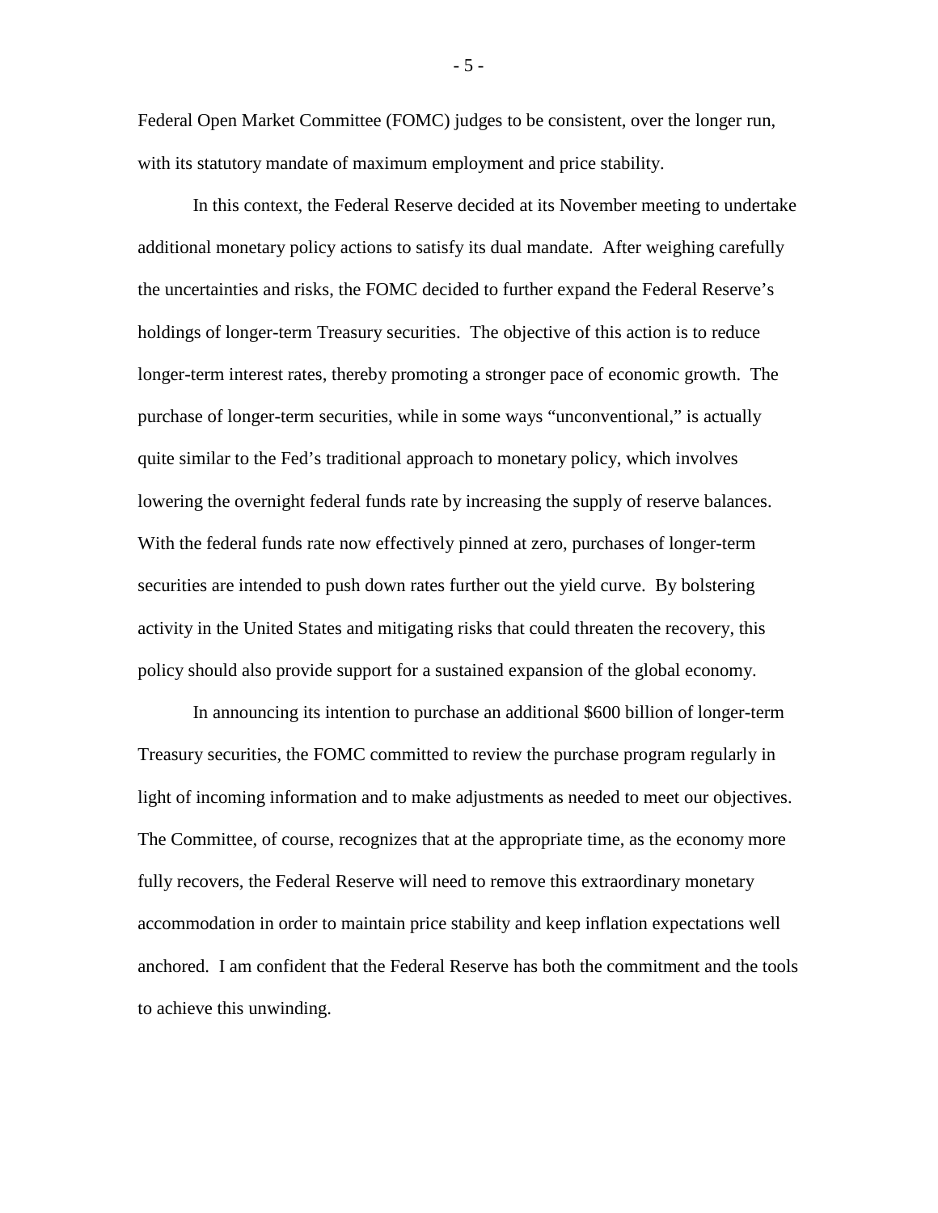Federal Open Market Committee (FOMC) judges to be consistent, over the longer run, with its statutory mandate of maximum employment and price stability.

In this context, the Federal Reserve decided at its November meeting to undertake additional monetary policy actions to satisfy its dual mandate. After weighing carefully the uncertainties and risks, the FOMC decided to further expand the Federal Reserve's holdings of longer-term Treasury securities. The objective of this action is to reduce longer-term interest rates, thereby promoting a stronger pace of economic growth. The purchase of longer-term securities, while in some ways "unconventional," is actually quite similar to the Fed's traditional approach to monetary policy, which involves lowering the overnight federal funds rate by increasing the supply of reserve balances. With the federal funds rate now effectively pinned at zero, purchases of longer-term securities are intended to push down rates further out the yield curve. By bolstering activity in the United States and mitigating risks that could threaten the recovery, this policy should also provide support for a sustained expansion of the global economy.

In announcing its intention to purchase an additional $600 billion of longer-term Treasury securities, the FOMC committed to review the purchase program regularly in light of incoming information and to make adjustments as needed to meet our objectives. The Committee, of course, recognizes that at the appropriate time, as the economy more fully recovers, the Federal Reserve will need to remove this extraordinary monetary accommodation in order to maintain price stability and keep inflation expectations well anchored. I am confident that the Federal Reserve has both the commitment and the tools to achieve this unwinding.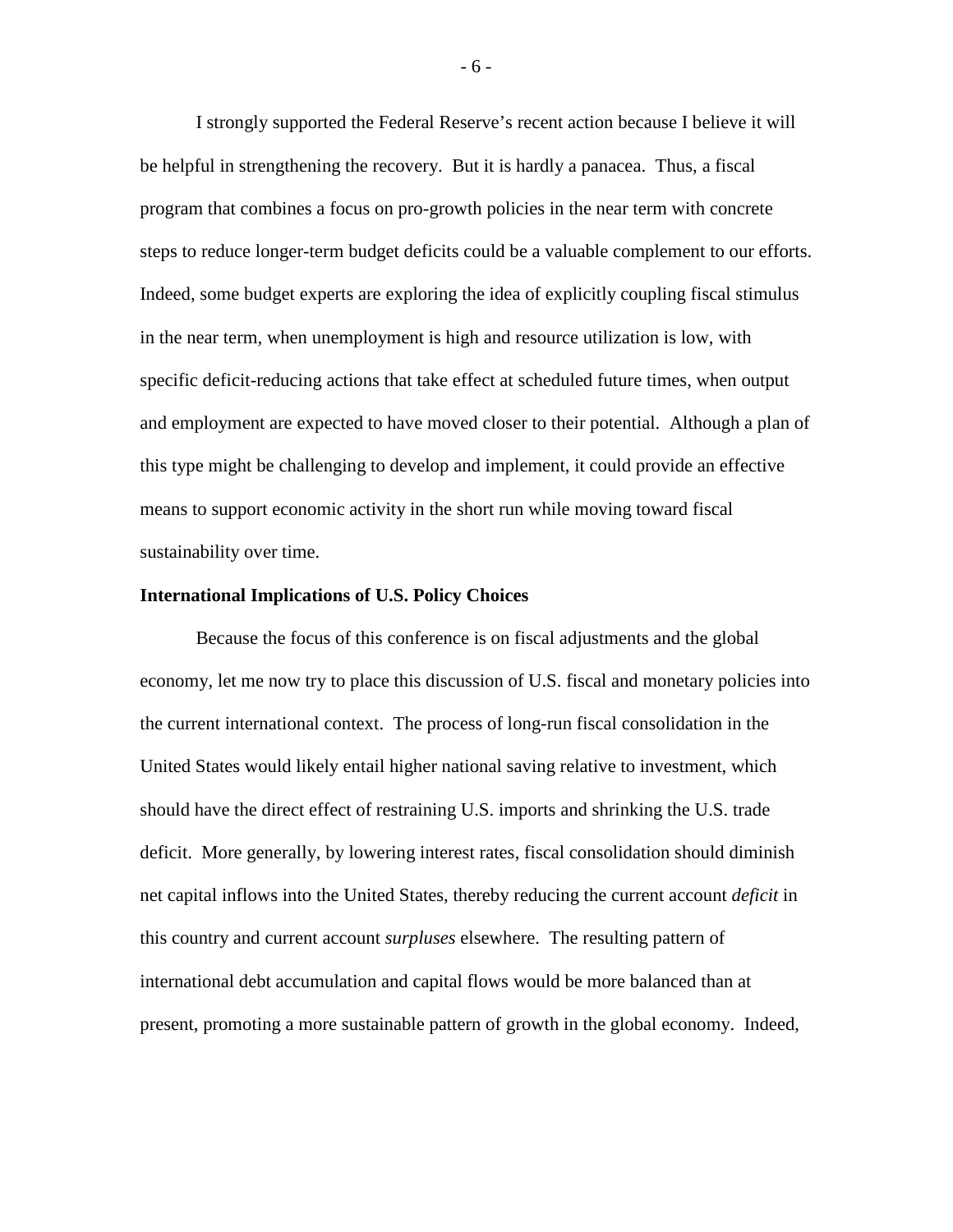I strongly supported the Federal Reserve's recent action because I believe it will be helpful in strengthening the recovery. But it is hardly a panacea. Thus, a fiscal program that combines a focus on pro-growth policies in the near term with concrete steps to reduce longer-term budget deficits could be a valuable complement to our efforts. Indeed, some budget experts are exploring the idea of explicitly coupling fiscal stimulus in the near term, when unemployment is high and resource utilization is low, with specific deficit-reducing actions that take effect at scheduled future times, when output and employment are expected to have moved closer to their potential. Although a plan of this type might be challenging to develop and implement, it could provide an effective means to support economic activity in the short run while moving toward fiscal sustainability over time.

**International Implications of U.S. Policy Choices**

Because the focus of this conference is on fiscal adjustments and the global economy, let me now try to place this discussion of U.S. fiscal and monetary policies into the current international context. The process of long-run fiscal consolidation in the United States would likely entail higher national saving relative to investment, which should have the direct effect of restraining U.S. imports and shrinking the U.S. trade deficit. More generally, by lowering interest rates, fiscal consolidation should diminish net capital inflows into the United States, thereby reducing the current account *deficit* in this country and current account *surpluses* elsewhere. The resulting pattern of international debt accumulation and capital flows would be more balanced than at present, promoting a more sustainable pattern of growth in the global economy. Indeed,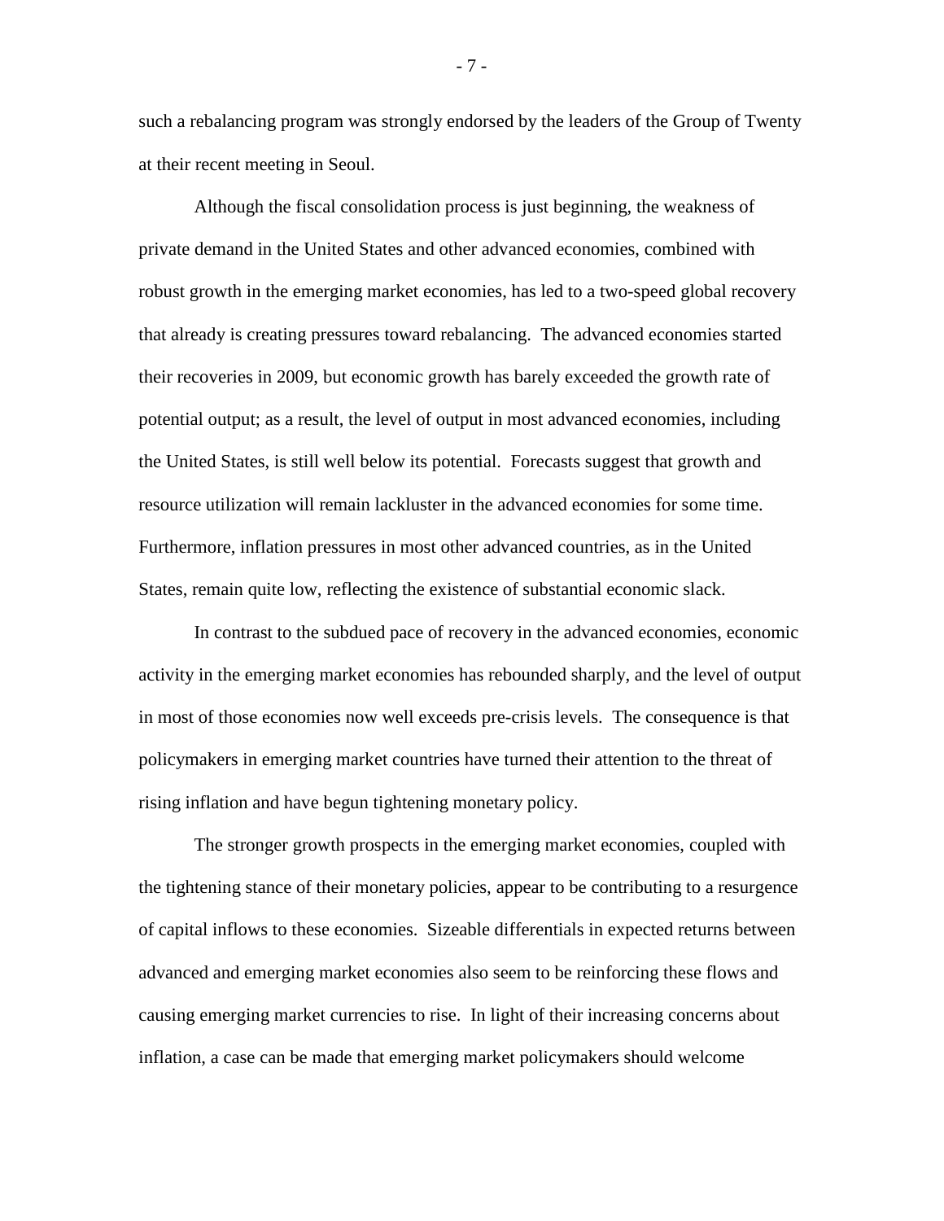such a rebalancing program was strongly endorsed by the leaders of the Group of Twenty at their recent meeting in Seoul.

Although the fiscal consolidation process is just beginning, the weakness of private demand in the United States and other advanced economies, combined with robust growth in the emerging market economies, has led to a two-speed global recovery that already is creating pressures toward rebalancing. The advanced economies started their recoveries in 2009, but economic growth has barely exceeded the growth rate of potential output; as a result, the level of output in most advanced economies, including the United States, is still well below its potential. Forecasts suggest that growth and resource utilization will remain lackluster in the advanced economies for some time. Furthermore, inflation pressures in most other advanced countries, as in the United States, remain quite low, reflecting the existence of substantial economic slack.

In contrast to the subdued pace of recovery in the advanced economies, economic activity in the emerging market economies has rebounded sharply, and the level of output in most of those economies now well exceeds pre-crisis levels. The consequence is that policymakers in emerging market countries have turned their attention to the threat of rising inflation and have begun tightening monetary policy.

The stronger growth prospects in the emerging market economies, coupled with the tightening stance of their monetary policies, appear to be contributing to a resurgence of capital inflows to these economies. Sizeable differentials in expected returns between advanced and emerging market economies also seem to be reinforcing these flows and causing emerging market currencies to rise. In light of their increasing concerns about inflation, a case can be made that emerging market policymakers should welcome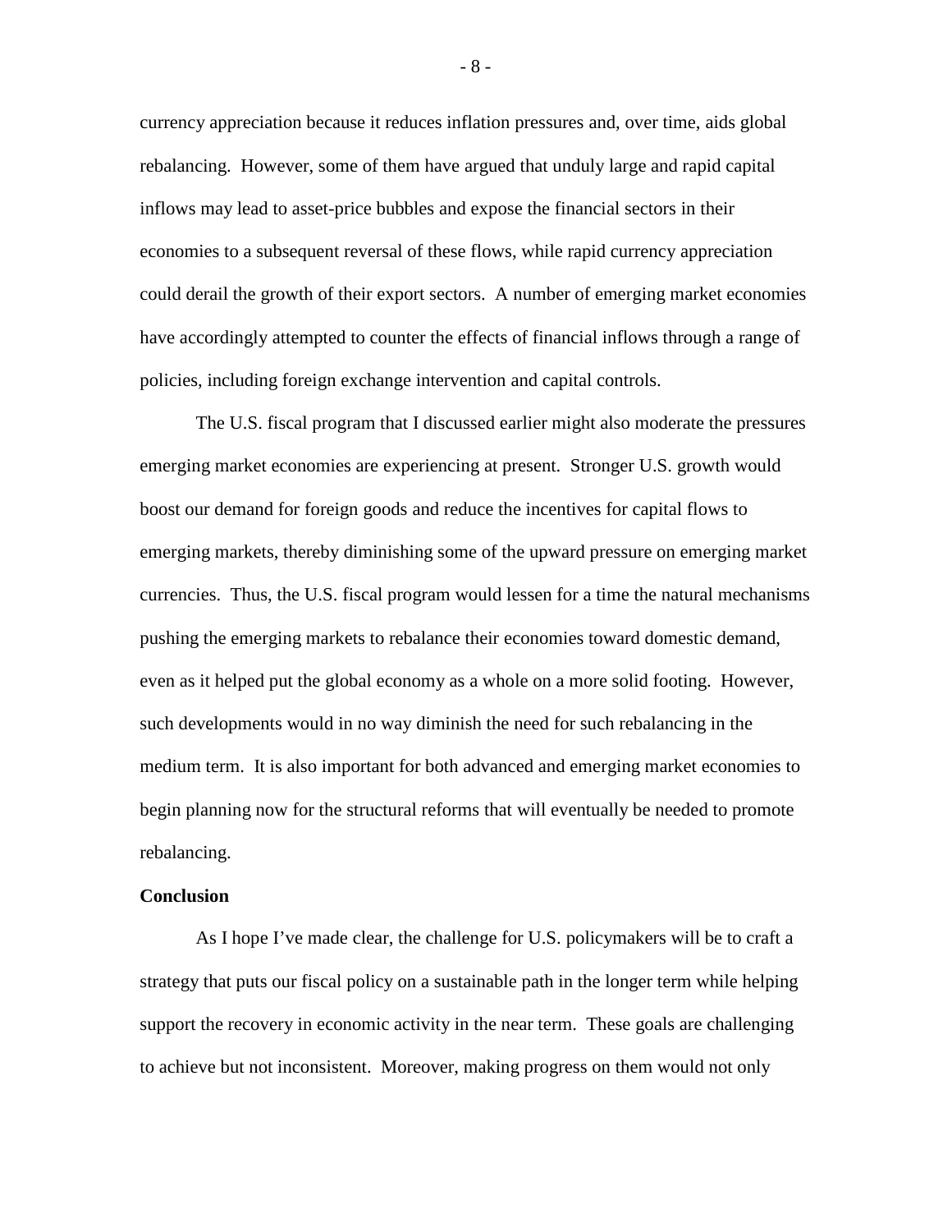currency appreciation because it reduces inflation pressures and, over time, aids global rebalancing. However, some of them have argued that unduly large and rapid capital inflows may lead to asset-price bubbles and expose the financial sectors in their economies to a subsequent reversal of these flows, while rapid currency appreciation could derail the growth of their export sectors. A number of emerging market economies have accordingly attempted to counter the effects of financial inflows through a range of policies, including foreign exchange intervention and capital controls.

The U.S. fiscal program that I discussed earlier might also moderate the pressures emerging market economies are experiencing at present. Stronger U.S. growth would boost our demand for foreign goods and reduce the incentives for capital flows to emerging markets, thereby diminishing some of the upward pressure on emerging market currencies. Thus, the U.S. fiscal program would lessen for a time the natural mechanisms pushing the emerging markets to rebalance their economies toward domestic demand, even as it helped put the global economy as a whole on a more solid footing. However, such developments would in no way diminish the need for such rebalancing in the medium term. It is also important for both advanced and emerging market economies to begin planning now for the structural reforms that will eventually be needed to promote rebalancing.

**Conclusion**

As I hope I've made clear, the challenge for U.S. policymakers will be to craft a strategy that puts our fiscal policy on a sustainable path in the longer term while helping support the recovery in economic activity in the near term. These goals are challenging to achieve but not inconsistent. Moreover, making progress on them would not only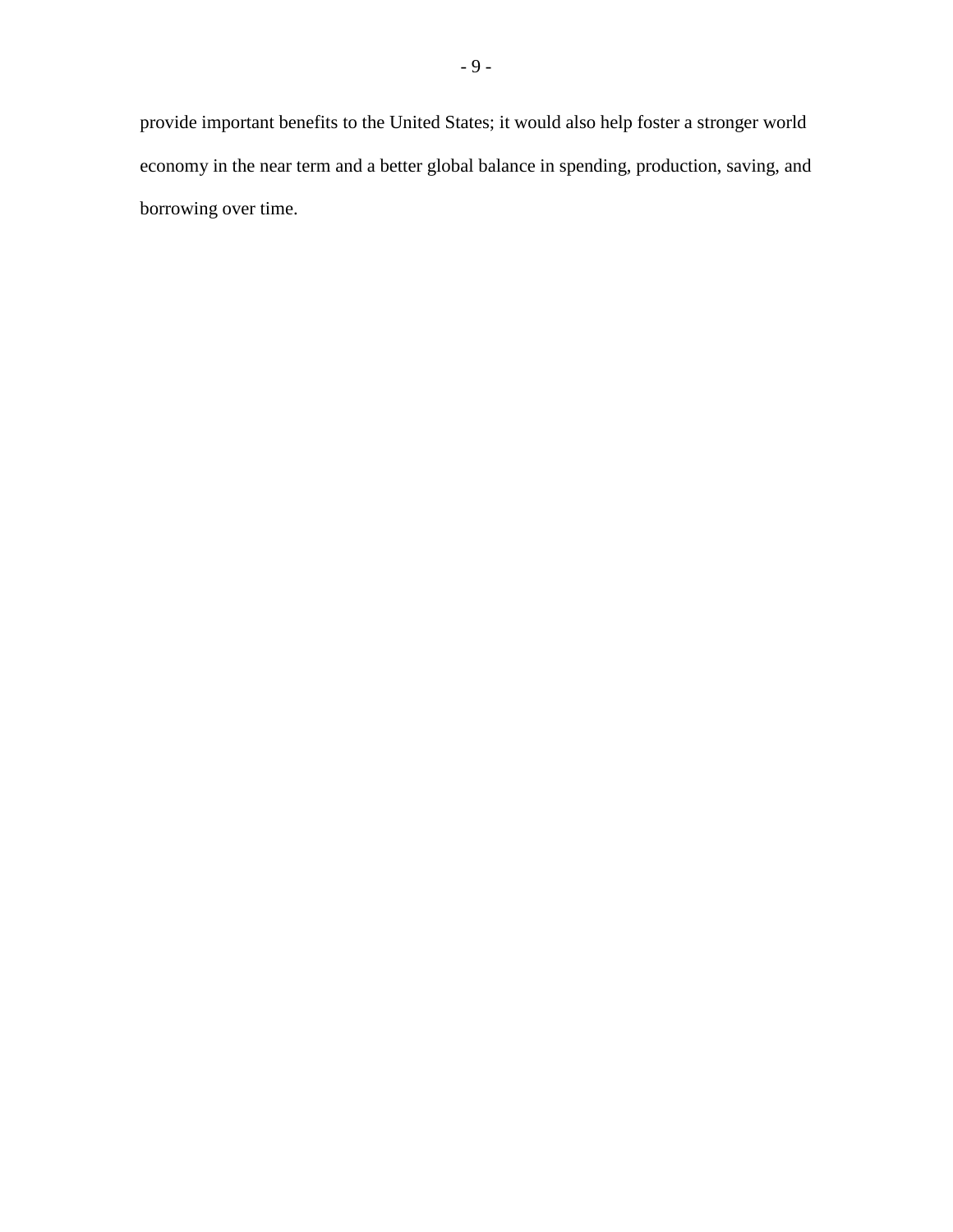provide important benefits to the United States; it would also help foster a stronger world economy in the near term and a better global balance in spending, production, saving, and borrowing over time.